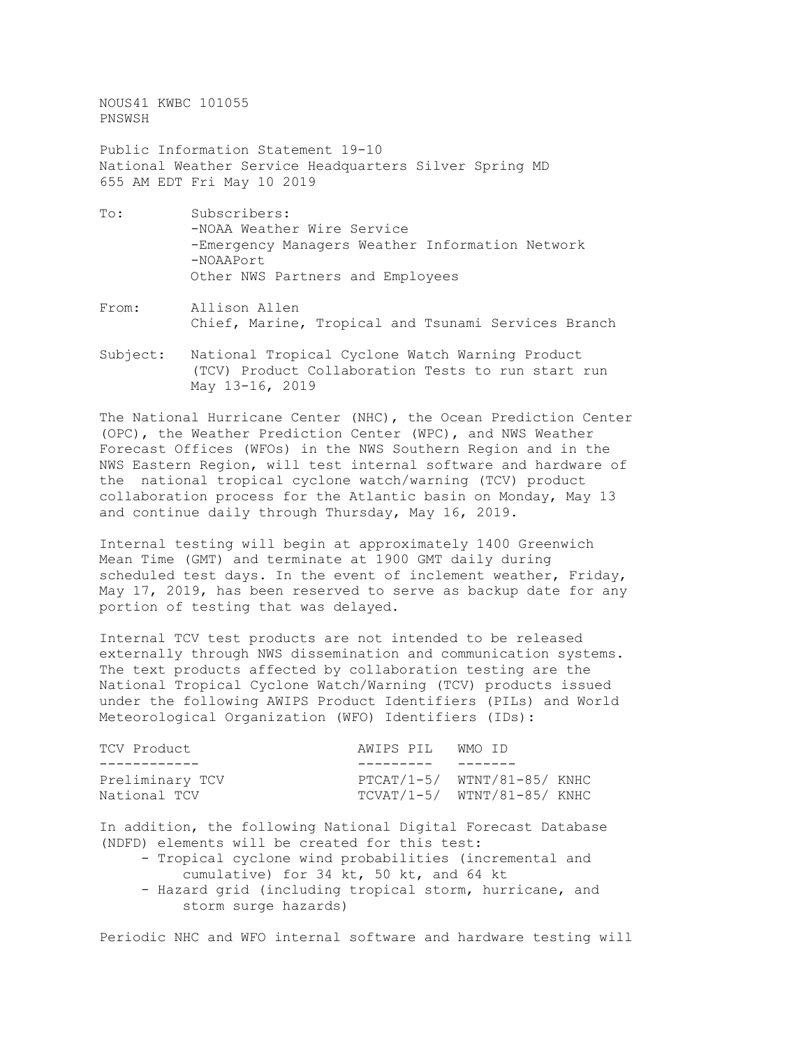NOUS41 KWBC 101055
PNSWSH

Public Information Statement 19-10
National Weather Service Headquarters Silver Spring MD
655 AM EDT Fri May 10 2019

To: Subscribers:
-NOAA Weather Wire Service
-Emergency Managers Weather Information Network
-NOAAPort
Other NWS Partners and Employees

From: Allison Allen
Chief, Marine, Tropical and Tsunami Services Branch

Subject: National Tropical Cyclone Watch Warning Product (TCV) Product Collaboration Tests to run start run May 13-16, 2019

The National Hurricane Center (NHC), the Ocean Prediction Center (OPC), the Weather Prediction Center (WPC), and NWS Weather Forecast Offices (WFOs) in the NWS Southern Region and in the NWS Eastern Region, will test internal software and hardware of the national tropical cyclone watch/warning (TCV) product collaboration process for the Atlantic basin on Monday, May 13 and continue daily through Thursday, May 16, 2019.

Internal testing will begin at approximately 1400 Greenwich Mean Time (GMT) and terminate at 1900 GMT daily during scheduled test days. In the event of inclement weather, Friday, May 17, 2019, has been reserved to serve as backup date for any portion of testing that was delayed.

Internal TCV test products are not intended to be released externally through NWS dissemination and communication systems. The text products affected by collaboration testing are the National Tropical Cyclone Watch/Warning (TCV) products issued under the following AWIPS Product Identifiers (PILs) and World Meteorological Organization (WFO) Identifiers (IDs):

| TCV Product | AWIPS PIL | WMO ID |
|---|---|---|
| Preliminary TCV | PTCAT/1-5/ | WTNT/81-85/ KNHC |
| National TCV | TCVAT/1-5/ | WTNT/81-85/ KNHC |

In addition, the following National Digital Forecast Database (NDFD) elements will be created for this test:

- Tropical cyclone wind probabilities (incremental and cumulative) for 34 kt, 50 kt, and 64 kt
- Hazard grid (including tropical storm, hurricane, and storm surge hazards)

Periodic NHC and WFO internal software and hardware testing will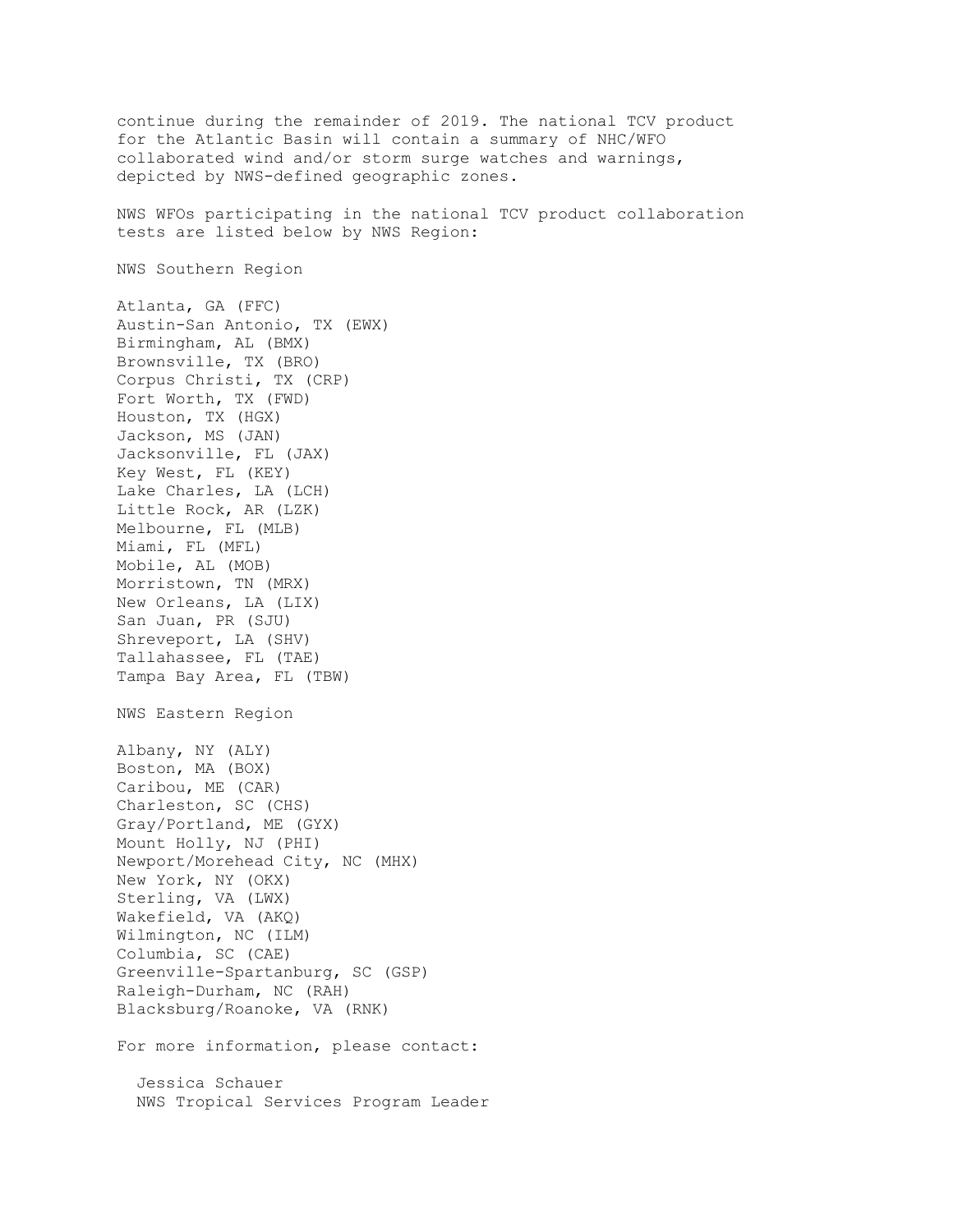continue during the remainder of 2019. The national TCV product for the Atlantic Basin will contain a summary of NHC/WFO collaborated wind and/or storm surge watches and warnings, depicted by NWS-defined geographic zones.

NWS WFOs participating in the national TCV product collaboration tests are listed below by NWS Region:

NWS Southern Region

Atlanta, GA (FFC)
Austin-San Antonio, TX (EWX)
Birmingham, AL (BMX)
Brownsville, TX (BRO)
Corpus Christi, TX (CRP)
Fort Worth, TX (FWD)
Houston, TX (HGX)
Jackson, MS (JAN)
Jacksonville, FL (JAX)
Key West, FL (KEY)
Lake Charles, LA (LCH)
Little Rock, AR (LZK)
Melbourne, FL (MLB)
Miami, FL (MFL)
Mobile, AL (MOB)
Morristown, TN (MRX)
New Orleans, LA (LIX)
San Juan, PR (SJU)
Shreveport, LA (SHV)
Tallahassee, FL (TAE)
Tampa Bay Area, FL (TBW)

NWS Eastern Region

Albany, NY (ALY)
Boston, MA (BOX)
Caribou, ME (CAR)
Charleston, SC (CHS)
Gray/Portland, ME (GYX)
Mount Holly, NJ (PHI)
Newport/Morehead City, NC (MHX)
New York, NY (OKX)
Sterling, VA (LWX)
Wakefield, VA (AKQ)
Wilmington, NC (ILM)
Columbia, SC (CAE)
Greenville-Spartanburg, SC (GSP)
Raleigh-Durham, NC (RAH)
Blacksburg/Roanoke, VA (RNK)

For more information, please contact:

Jessica Schauer
NWS Tropical Services Program Leader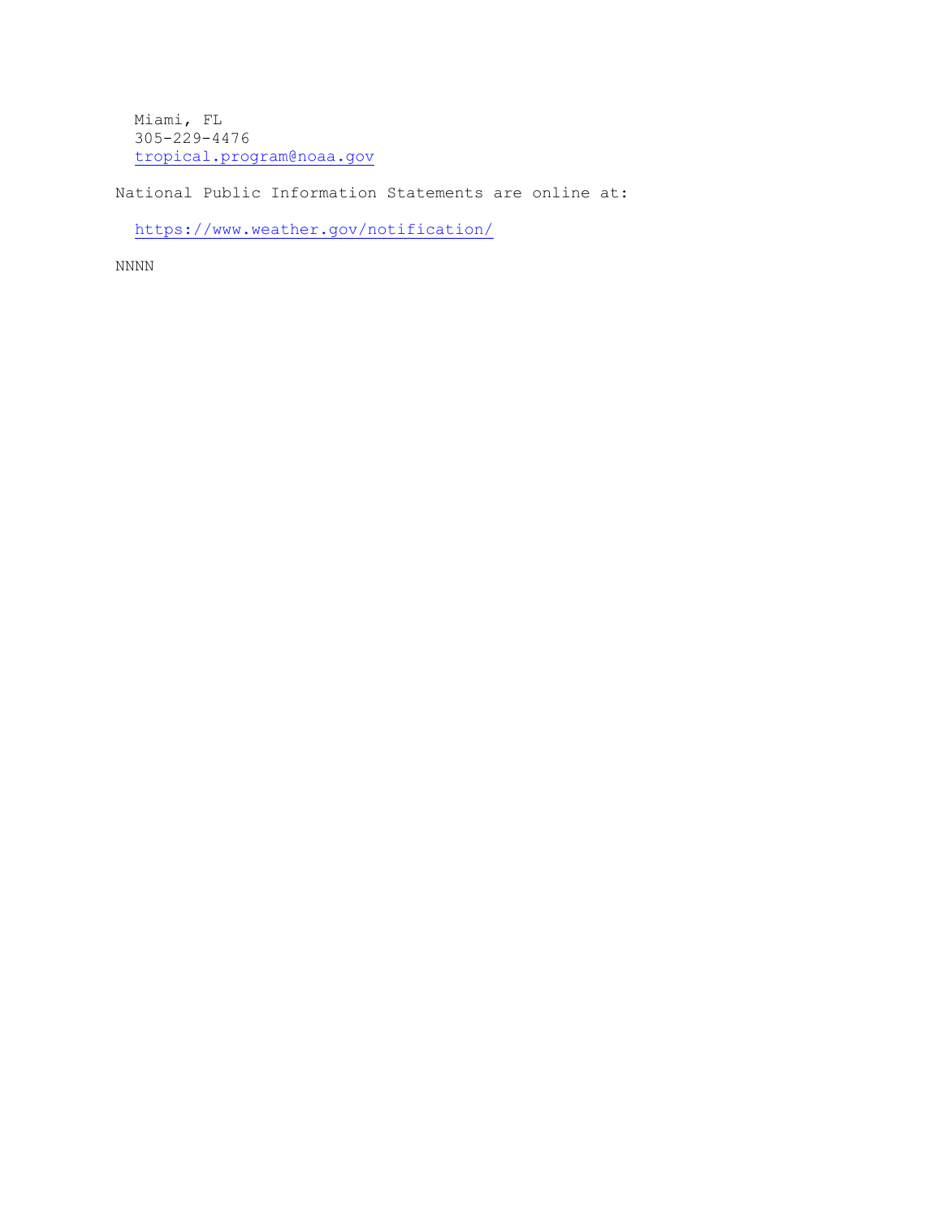Miami, FL  
305-229-4476  
tropical.program@noaa.gov

National Public Information Statements are online at:

https://www.weather.gov/notification/

NNNN